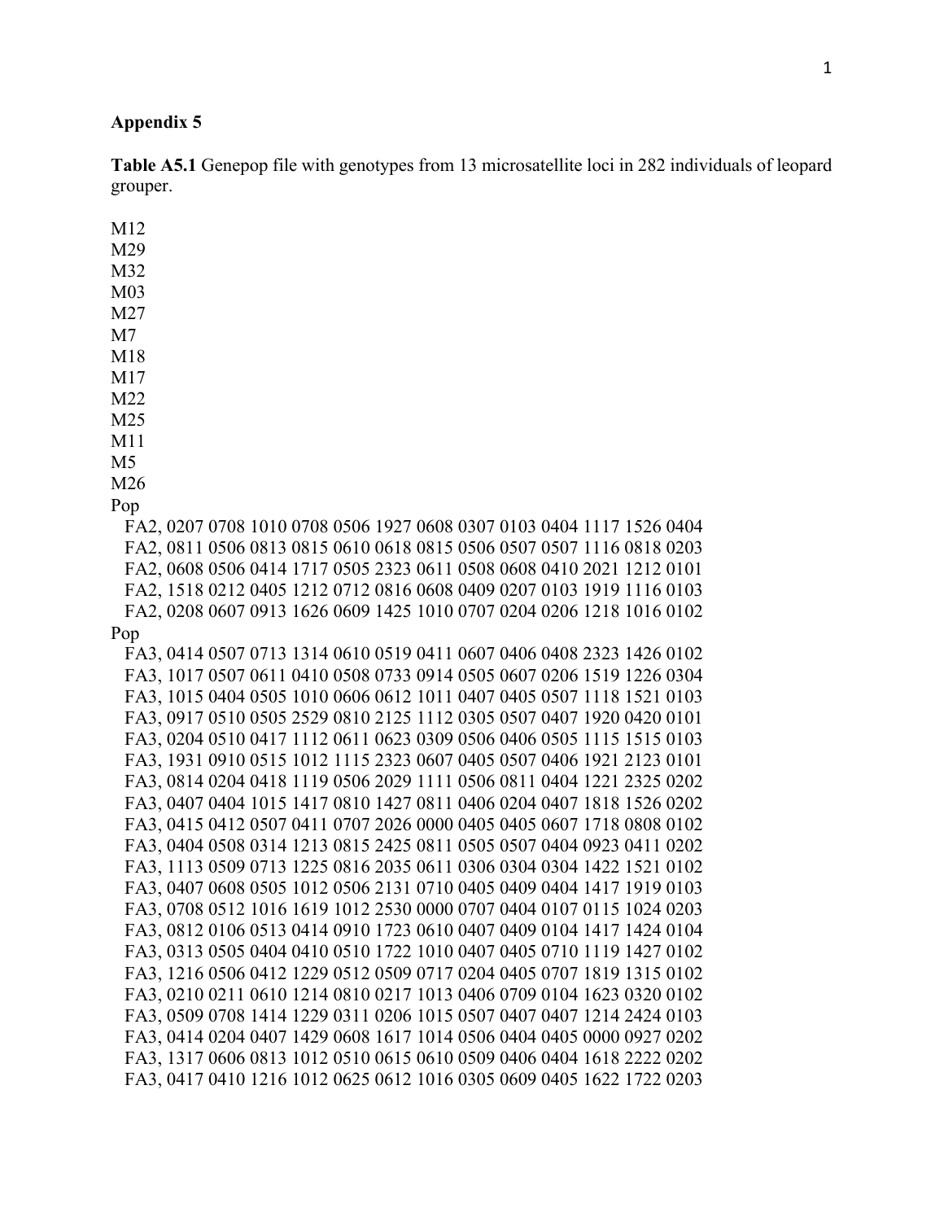**Appendix 5**

**Table A5.1** Genepop file with genotypes from 13 microsatellite loci in 282 individuals of leopard grouper.

```
M12
M29
M32
M03
M27
M7
M18
M17
M22
M25
M11
M5
M26
Pop
   FA2, 0207 0708 1010 0708 0506 1927 0608 0307 0103 0404 1117 1526 0404
   FA2, 0811 0506 0813 0815 0610 0618 0815 0506 0507 0507 1116 0818 0203
   FA2, 0608 0506 0414 1717 0505 2323 0611 0508 0608 0410 2021 1212 0101
   FA2, 1518 0212 0405 1212 0712 0816 0608 0409 0207 0103 1919 1116 0103
   FA2, 0208 0607 0913 1626 0609 1425 1010 0707 0204 0206 1218 1016 0102
Pop
   FA3, 0414 0507 0713 1314 0610 0519 0411 0607 0406 0408 2323 1426 0102
   FA3, 1017 0507 0611 0410 0508 0733 0914 0505 0607 0206 1519 1226 0304
   FA3, 1015 0404 0505 1010 0606 0612 1011 0407 0405 0507 1118 1521 0103
   FA3, 0917 0510 0505 2529 0810 2125 1112 0305 0507 0407 1920 0420 0101
   FA3, 0204 0510 0417 1112 0611 0623 0309 0506 0406 0505 1115 1515 0103
   FA3, 1931 0910 0515 1012 1115 2323 0607 0405 0507 0406 1921 2123 0101
   FA3, 0814 0204 0418 1119 0506 2029 1111 0506 0811 0404 1221 2325 0202
   FA3, 0407 0404 1015 1417 0810 1427 0811 0406 0204 0407 1818 1526 0202
   FA3, 0415 0412 0507 0411 0707 2026 0000 0405 0405 0607 1718 0808 0102
   FA3, 0404 0508 0314 1213 0815 2425 0811 0505 0507 0404 0923 0411 0202
   FA3, 1113 0509 0713 1225 0816 2035 0611 0306 0304 0304 1422 1521 0102
   FA3, 0407 0608 0505 1012 0506 2131 0710 0405 0409 0404 1417 1919 0103
   FA3, 0708 0512 1016 1619 1012 2530 0000 0707 0404 0107 0115 1024 0203
   FA3, 0812 0106 0513 0414 0910 1723 0610 0407 0409 0104 1417 1424 0104
   FA3, 0313 0505 0404 0410 0510 1722 1010 0407 0405 0710 1119 1427 0102
   FA3, 1216 0506 0412 1229 0512 0509 0717 0204 0405 0707 1819 1315 0102
   FA3, 0210 0211 0610 1214 0810 0217 1013 0406 0709 0104 1623 0320 0102
   FA3, 0509 0708 1414 1229 0311 0206 1015 0507 0407 0407 1214 2424 0103
   FA3, 0414 0204 0407 1429 0608 1617 1014 0506 0404 0405 0000 0927 0202
   FA3, 1317 0606 0813 1012 0510 0615 0610 0509 0406 0404 1618 2222 0202
   FA3, 0417 0410 1216 1012 0625 0612 1016 0305 0609 0405 1622 1722 0203
```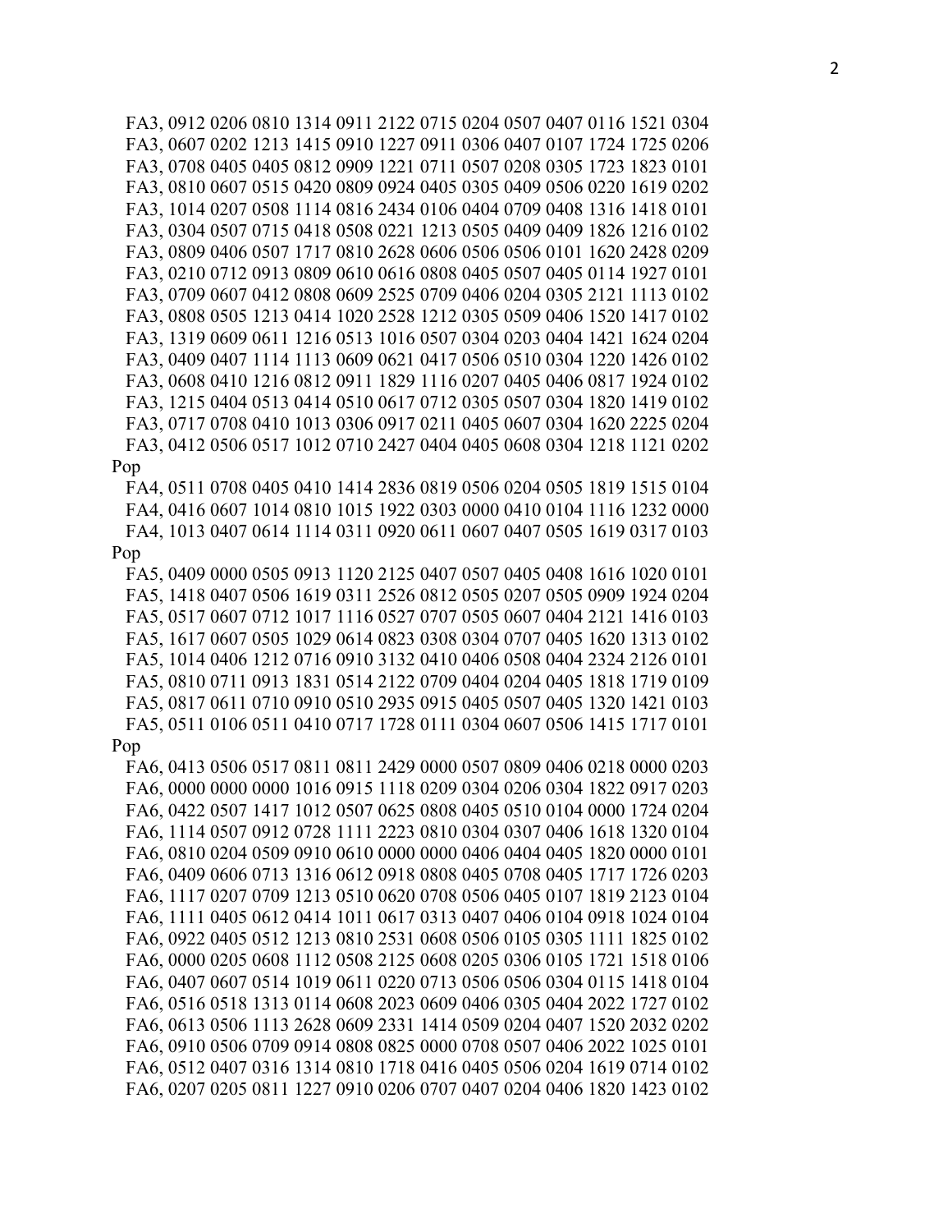```
  FA3, 0912 0206 0810 1314 0911 2122 0715 0204 0507 0407 0116 1521 0304
  FA3, 0607 0202 1213 1415 0910 1227 0911 0306 0407 0107 1724 1725 0206
  FA3, 0708 0405 0405 0812 0909 1221 0711 0507 0208 0305 1723 1823 0101
  FA3, 0810 0607 0515 0420 0809 0924 0405 0305 0409 0506 0220 1619 0202
  FA3, 1014 0207 0508 1114 0816 2434 0106 0404 0709 0408 1316 1418 0101
  FA3, 0304 0507 0715 0418 0508 0221 1213 0505 0409 0409 1826 1216 0102
  FA3, 0809 0406 0507 1717 0810 2628 0606 0506 0506 0101 1620 2428 0209
  FA3, 0210 0712 0913 0809 0610 0616 0808 0405 0507 0405 0114 1927 0101
  FA3, 0709 0607 0412 0808 0609 2525 0709 0406 0204 0305 2121 1113 0102
  FA3, 0808 0505 1213 0414 1020 2528 1212 0305 0509 0406 1520 1417 0102
  FA3, 1319 0609 0611 1216 0513 1016 0507 0304 0203 0404 1421 1624 0204
  FA3, 0409 0407 1114 1113 0609 0621 0417 0506 0510 0304 1220 1426 0102
  FA3, 0608 0410 1216 0812 0911 1829 1116 0207 0405 0406 0817 1924 0102
  FA3, 1215 0404 0513 0414 0510 0617 0712 0305 0507 0304 1820 1419 0102
  FA3, 0717 0708 0410 1013 0306 0917 0211 0405 0607 0304 1620 2225 0204
  FA3, 0412 0506 0517 1012 0710 2427 0404 0405 0608 0304 1218 1121 0202
Pop
  FA4, 0511 0708 0405 0410 1414 2836 0819 0506 0204 0505 1819 1515 0104
  FA4, 0416 0607 1014 0810 1015 1922 0303 0000 0410 0104 1116 1232 0000
  FA4, 1013 0407 0614 1114 0311 0920 0611 0607 0407 0505 1619 0317 0103
Pop
  FA5, 0409 0000 0505 0913 1120 2125 0407 0507 0405 0408 1616 1020 0101
  FA5, 1418 0407 0506 1619 0311 2526 0812 0505 0207 0505 0909 1924 0204
  FA5, 0517 0607 0712 1017 1116 0527 0707 0505 0607 0404 2121 1416 0103
  FA5, 1617 0607 0505 1029 0614 0823 0308 0304 0707 0405 1620 1313 0102
  FA5, 1014 0406 1212 0716 0910 3132 0410 0406 0508 0404 2324 2126 0101
  FA5, 0810 0711 0913 1831 0514 2122 0709 0404 0204 0405 1818 1719 0109
  FA5, 0817 0611 0710 0910 0510 2935 0915 0405 0507 0405 1320 1421 0103
  FA5, 0511 0106 0511 0410 0717 1728 0111 0304 0607 0506 1415 1717 0101
Pop
  FA6, 0413 0506 0517 0811 0811 2429 0000 0507 0809 0406 0218 0000 0203
  FA6, 0000 0000 0000 1016 0915 1118 0209 0304 0206 0304 1822 0917 0203
  FA6, 0422 0507 1417 1012 0507 0625 0808 0405 0510 0104 0000 1724 0204
  FA6, 1114 0507 0912 0728 1111 2223 0810 0304 0307 0406 1618 1320 0104
  FA6, 0810 0204 0509 0910 0610 0000 0000 0406 0404 0405 1820 0000 0101
  FA6, 0409 0606 0713 1316 0612 0918 0808 0405 0708 0405 1717 1726 0203
  FA6, 1117 0207 0709 1213 0510 0620 0708 0506 0405 0107 1819 2123 0104
  FA6, 1111 0405 0612 0414 1011 0617 0313 0407 0406 0104 0918 1024 0104
  FA6, 0922 0405 0512 1213 0810 2531 0608 0506 0105 0305 1111 1825 0102
  FA6, 0000 0205 0608 1112 0508 2125 0608 0205 0306 0105 1721 1518 0106
  FA6, 0407 0607 0514 1019 0611 0220 0713 0506 0506 0304 0115 1418 0104
  FA6, 0516 0518 1313 0114 0608 2023 0609 0406 0305 0404 2022 1727 0102
  FA6, 0613 0506 1113 2628 0609 2331 1414 0509 0204 0407 1520 2032 0202
  FA6, 0910 0506 0709 0914 0808 0825 0000 0708 0507 0406 2022 1025 0101
  FA6, 0512 0407 0316 1314 0810 1718 0416 0405 0506 0204 1619 0714 0102
  FA6, 0207 0205 0811 1227 0910 0206 0707 0407 0204 0406 1820 1423 0102
```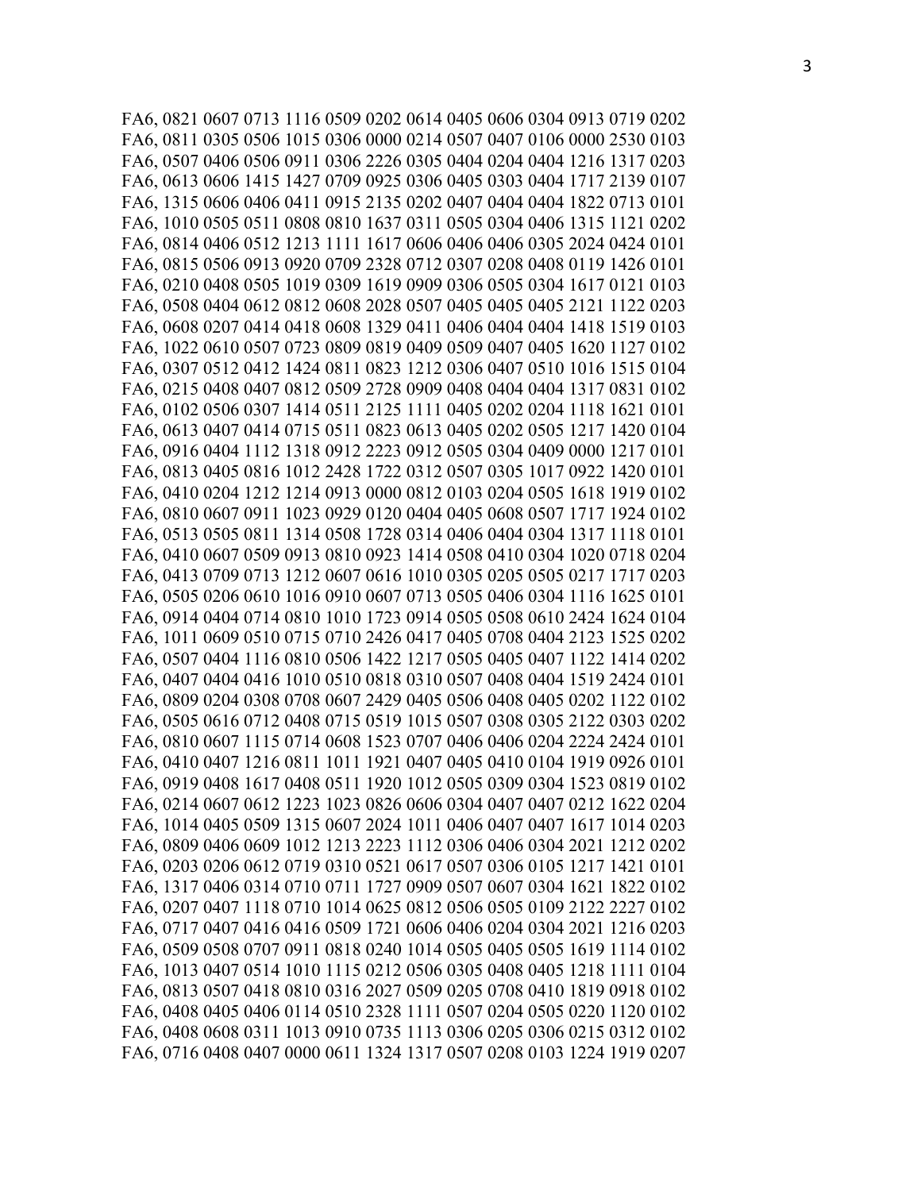FA6, 0821 0607 0713 1116 0509 0202 0614 0405 0606 0304 0913 0719 0202
FA6, 0811 0305 0506 1015 0306 0000 0214 0507 0407 0106 0000 2530 0103
FA6, 0507 0406 0506 0911 0306 2226 0305 0404 0204 0404 1216 1317 0203
FA6, 0613 0606 1415 1427 0709 0925 0306 0405 0303 0404 1717 2139 0107
FA6, 1315 0606 0406 0411 0915 2135 0202 0407 0404 0404 1822 0713 0101
FA6, 1010 0505 0511 0808 0810 1637 0311 0505 0304 0406 1315 1121 0202
FA6, 0814 0406 0512 1213 1111 1617 0606 0406 0406 0305 2024 0424 0101
FA6, 0815 0506 0913 0920 0709 2328 0712 0307 0208 0408 0119 1426 0101
FA6, 0210 0408 0505 1019 0309 1619 0909 0306 0505 0304 1617 0121 0103
FA6, 0508 0404 0612 0812 0608 2028 0507 0405 0405 0405 2121 1122 0203
FA6, 0608 0207 0414 0418 0608 1329 0411 0406 0404 0404 1418 1519 0103
FA6, 1022 0610 0507 0723 0809 0819 0409 0509 0407 0405 1620 1127 0102
FA6, 0307 0512 0412 1424 0811 0823 1212 0306 0407 0510 1016 1515 0104
FA6, 0215 0408 0407 0812 0509 2728 0909 0408 0404 0404 1317 0831 0102
FA6, 0102 0506 0307 1414 0511 2125 1111 0405 0202 0204 1118 1621 0101
FA6, 0613 0407 0414 0715 0511 0823 0613 0405 0202 0505 1217 1420 0104
FA6, 0916 0404 1112 1318 0912 2223 0912 0505 0304 0409 0000 1217 0101
FA6, 0813 0405 0816 1012 2428 1722 0312 0507 0305 1017 0922 1420 0101
FA6, 0410 0204 1212 1214 0913 0000 0812 0103 0204 0505 1618 1919 0102
FA6, 0810 0607 0911 1023 0929 0120 0404 0405 0608 0507 1717 1924 0102
FA6, 0513 0505 0811 1314 0508 1728 0314 0406 0404 0304 1317 1118 0101
FA6, 0410 0607 0509 0913 0810 0923 1414 0508 0410 0304 1020 0718 0204
FA6, 0413 0709 0713 1212 0607 0616 1010 0305 0205 0505 0217 1717 0203
FA6, 0505 0206 0610 1016 0910 0607 0713 0505 0406 0304 1116 1625 0101
FA6, 0914 0404 0714 0810 1010 1723 0914 0505 0508 0610 2424 1624 0104
FA6, 1011 0609 0510 0715 0710 2426 0417 0405 0708 0404 2123 1525 0202
FA6, 0507 0404 1116 0810 0506 1422 1217 0505 0405 0407 1122 1414 0202
FA6, 0407 0404 0416 1010 0510 0818 0310 0507 0408 0404 1519 2424 0101
FA6, 0809 0204 0308 0708 0607 2429 0405 0506 0408 0405 0202 1122 0102
FA6, 0505 0616 0712 0408 0715 0519 1015 0507 0308 0305 2122 0303 0202
FA6, 0810 0607 1115 0714 0608 1523 0707 0406 0406 0204 2224 2424 0101
FA6, 0410 0407 1216 0811 1011 1921 0407 0405 0410 0104 1919 0926 0101
FA6, 0919 0408 1617 0408 0511 1920 1012 0505 0309 0304 1523 0819 0102
FA6, 0214 0607 0612 1223 1023 0826 0606 0304 0407 0407 0212 1622 0204
FA6, 1014 0405 0509 1315 0607 2024 1011 0406 0407 0407 1617 1014 0203
FA6, 0809 0406 0609 1012 1213 2223 1112 0306 0406 0304 2021 1212 0202
FA6, 0203 0206 0612 0719 0310 0521 0617 0507 0306 0105 1217 1421 0101
FA6, 1317 0406 0314 0710 0711 1727 0909 0507 0607 0304 1621 1822 0102
FA6, 0207 0407 1118 0710 1014 0625 0812 0506 0505 0109 2122 2227 0102
FA6, 0717 0407 0416 0416 0509 1721 0606 0406 0204 0304 2021 1216 0203
FA6, 0509 0508 0707 0911 0818 0240 1014 0505 0405 0505 1619 1114 0102
FA6, 1013 0407 0514 1010 1115 0212 0506 0305 0408 0405 1218 1111 0104
FA6, 0813 0507 0418 0810 0316 2027 0509 0205 0708 0410 1819 0918 0102
FA6, 0408 0405 0406 0114 0510 2328 1111 0507 0204 0505 0220 1120 0102
FA6, 0408 0608 0311 1013 0910 0735 1113 0306 0205 0306 0215 0312 0102
FA6, 0716 0408 0407 0000 0611 1324 1317 0507 0208 0103 1224 1919 0207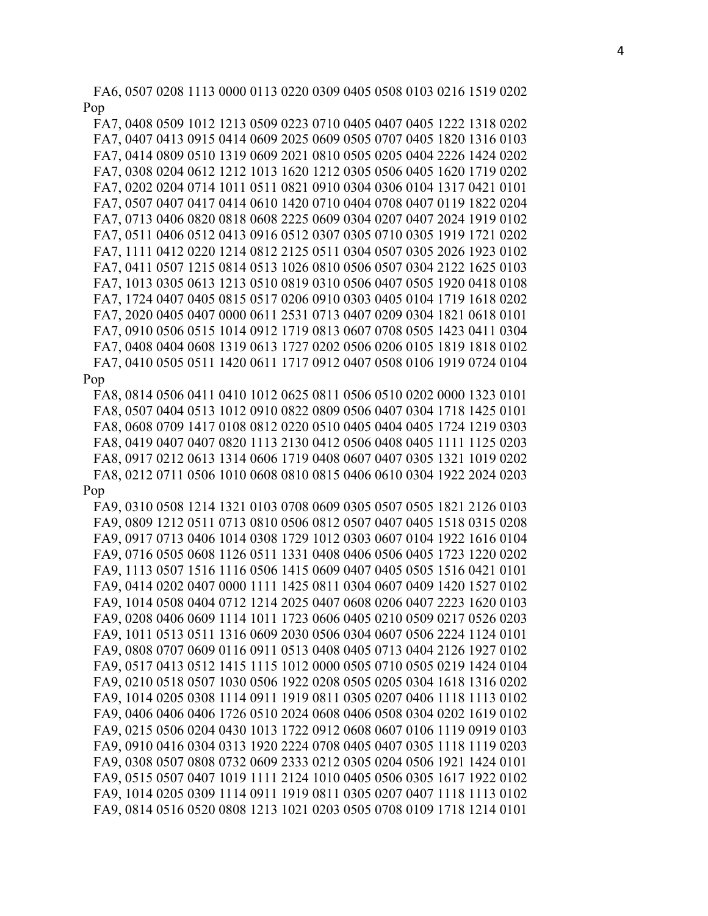FA6, 0507 0208 1113 0000 0113 0220 0309 0405 0508 0103 0216 1519 0202
Pop
FA7, 0408 0509 1012 1213 0509 0223 0710 0405 0407 0405 1222 1318 0202
FA7, 0407 0413 0915 0414 0609 2025 0609 0505 0707 0405 1820 1316 0103
FA7, 0414 0809 0510 1319 0609 2021 0810 0505 0205 0404 2226 1424 0202
FA7, 0308 0204 0612 1212 1013 1620 1212 0305 0506 0405 1620 1719 0202
FA7, 0202 0204 0714 1011 0511 0821 0910 0304 0306 0104 1317 0421 0101
FA7, 0507 0407 0417 0414 0610 1420 0710 0404 0708 0407 0119 1822 0204
FA7, 0713 0406 0820 0818 0608 2225 0609 0304 0207 0407 2024 1919 0102
FA7, 0511 0406 0512 0413 0916 0512 0307 0305 0710 0305 1919 1721 0202
FA7, 1111 0412 0220 1214 0812 2125 0511 0304 0507 0305 2026 1923 0102
FA7, 0411 0507 1215 0814 0513 1026 0810 0506 0507 0304 2122 1625 0103
FA7, 1013 0305 0613 1213 0510 0819 0310 0506 0407 0505 1920 0418 0108
FA7, 1724 0407 0405 0815 0517 0206 0910 0303 0405 0104 1719 1618 0202
FA7, 2020 0405 0407 0000 0611 2531 0713 0407 0209 0304 1821 0618 0101
FA7, 0910 0506 0515 1014 0912 1719 0813 0607 0708 0505 1423 0411 0304
FA7, 0408 0404 0608 1319 0613 1727 0202 0506 0206 0105 1819 1818 0102
FA7, 0410 0505 0511 1420 0611 1717 0912 0407 0508 0106 1919 0724 0104
Pop
FA8, 0814 0506 0411 0410 1012 0625 0811 0506 0510 0202 0000 1323 0101
FA8, 0507 0404 0513 1012 0910 0822 0809 0506 0407 0304 1718 1425 0101
FA8, 0608 0709 1417 0108 0812 0220 0510 0405 0404 0405 1724 1219 0303
FA8, 0419 0407 0407 0820 1113 2130 0412 0506 0408 0405 1111 1125 0203
FA8, 0917 0212 0613 1314 0606 1719 0408 0607 0407 0305 1321 1019 0202
FA8, 0212 0711 0506 1010 0608 0810 0815 0406 0610 0304 1922 2024 0203
Pop
FA9, 0310 0508 1214 1321 0103 0708 0609 0305 0507 0505 1821 2126 0103
FA9, 0809 1212 0511 0713 0810 0506 0812 0507 0407 0405 1518 0315 0208
FA9, 0917 0713 0406 1014 0308 1729 1012 0303 0607 0104 1922 1616 0104
FA9, 0716 0505 0608 1126 0511 1331 0408 0406 0506 0405 1723 1220 0202
FA9, 1113 0507 1516 1116 0506 1415 0609 0407 0405 0505 1516 0421 0101
FA9, 0414 0202 0407 0000 1111 1425 0811 0304 0607 0409 1420 1527 0102
FA9, 1014 0508 0404 0712 1214 2025 0407 0608 0206 0407 2223 1620 0103
FA9, 0208 0406 0609 1114 1011 1723 0606 0405 0210 0509 0217 0526 0203
FA9, 1011 0513 0511 1316 0609 2030 0506 0304 0607 0506 2224 1124 0101
FA9, 0808 0707 0609 0116 0911 0513 0408 0405 0713 0404 2126 1927 0102
FA9, 0517 0413 0512 1415 1115 1012 0000 0505 0710 0505 0219 1424 0104
FA9, 0210 0518 0507 1030 0506 1922 0208 0505 0205 0304 1618 1316 0202
FA9, 1014 0205 0308 1114 0911 1919 0811 0305 0207 0406 1118 1113 0102
FA9, 0406 0406 0406 1726 0510 2024 0608 0406 0508 0304 0202 1619 0102
FA9, 0215 0506 0204 0430 1013 1722 0912 0608 0607 0106 1119 0919 0103
FA9, 0910 0416 0304 0313 1920 2224 0708 0405 0407 0305 1118 1119 0203
FA9, 0308 0507 0808 0732 0609 2333 0212 0305 0204 0506 1921 1424 0101
FA9, 0515 0507 0407 1019 1111 2124 1010 0405 0506 0305 1617 1922 0102
FA9, 1014 0205 0309 1114 0911 1919 0811 0305 0207 0407 1118 1113 0102
FA9, 0814 0516 0520 0808 1213 1021 0203 0505 0708 0109 1718 1214 0101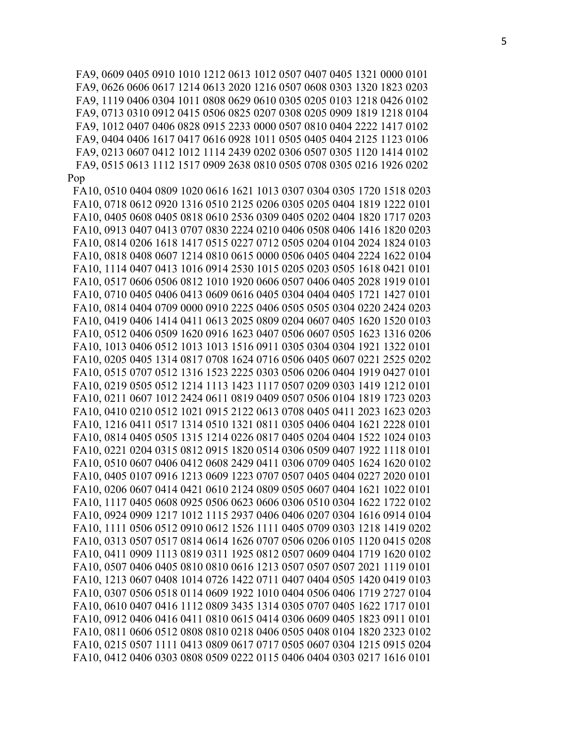FA9, 0609 0405 0910 1010 1212 0613 1012 0507 0407 0405 1321 0000 0101
FA9, 0626 0606 0617 1214 0613 2020 1216 0507 0608 0303 1320 1823 0203
FA9, 1119 0406 0304 1011 0808 0629 0610 0305 0205 0103 1218 0426 0102
FA9, 0713 0310 0912 0415 0506 0825 0207 0308 0205 0909 1819 1218 0104
FA9, 1012 0407 0406 0828 0915 2233 0000 0507 0810 0404 2222 1417 0102
FA9, 0404 0406 1617 0417 0616 0928 1011 0505 0405 0404 2125 1123 0106
FA9, 0213 0607 0412 1012 1114 2439 0202 0306 0507 0305 1120 1414 0102
FA9, 0515 0613 1112 1517 0909 2638 0810 0505 0708 0305 0216 1926 0202

Pop

FA10, 0510 0404 0809 1020 0616 1621 1013 0307 0304 0305 1720 1518 0203
FA10, 0718 0612 0920 1316 0510 2125 0206 0305 0205 0404 1819 1222 0101
FA10, 0405 0608 0405 0818 0610 2536 0309 0405 0202 0404 1820 1717 0203
FA10, 0913 0407 0413 0707 0830 2224 0210 0406 0508 0406 1416 1820 0203
FA10, 0814 0206 1618 1417 0515 0227 0712 0505 0204 0104 2024 1824 0103
FA10, 0818 0408 0607 1214 0810 0615 0000 0506 0405 0404 2224 1622 0104
FA10, 1114 0407 0413 1016 0914 2530 1015 0205 0203 0505 1618 0421 0101
FA10, 0517 0606 0506 0812 1010 1920 0606 0507 0406 0405 2028 1919 0101
FA10, 0710 0405 0406 0413 0609 0616 0405 0304 0404 0405 1721 1427 0101
FA10, 0814 0404 0709 0000 0910 2225 0406 0505 0505 0304 0220 2424 0203
FA10, 0419 0406 1414 0411 0613 2025 0809 0204 0607 0405 1620 1520 0103
FA10, 0512 0406 0509 1620 0916 1623 0407 0506 0607 0505 1623 1316 0206
FA10, 1013 0406 0512 1013 1013 1516 0911 0305 0304 0304 1921 1322 0101
FA10, 0205 0405 1314 0817 0708 1624 0716 0506 0405 0607 0221 2525 0202
FA10, 0515 0707 0512 1316 1523 2225 0303 0506 0206 0404 1919 0427 0101
FA10, 0219 0505 0512 1214 1113 1423 1117 0507 0209 0303 1419 1212 0101
FA10, 0211 0607 1012 2424 0611 0819 0409 0507 0506 0104 1819 1723 0203
FA10, 0410 0210 0512 1021 0915 2122 0613 0708 0405 0411 2023 1623 0203
FA10, 1216 0411 0517 1314 0510 1321 0811 0305 0406 0404 1621 2228 0101
FA10, 0814 0405 0505 1315 1214 0226 0817 0405 0204 0404 1522 1024 0103
FA10, 0221 0204 0315 0812 0915 1820 0514 0306 0509 0407 1922 1118 0101
FA10, 0510 0607 0406 0412 0608 2429 0411 0306 0709 0405 1624 1620 0102
FA10, 0405 0107 0916 1213 0609 1223 0707 0507 0405 0404 0227 2020 0101
FA10, 0206 0607 0414 0421 0610 2124 0809 0505 0607 0404 1621 1022 0101
FA10, 1117 0405 0608 0925 0506 0623 0606 0306 0510 0304 1622 1722 0102
FA10, 0924 0909 1217 1012 1115 2937 0406 0406 0207 0304 1616 0914 0104
FA10, 1111 0506 0512 0910 0612 1526 1111 0405 0709 0303 1218 1419 0202
FA10, 0313 0507 0517 0814 0614 1626 0707 0506 0206 0105 1120 0415 0208
FA10, 0411 0909 1113 0819 0311 1925 0812 0507 0609 0404 1719 1620 0102
FA10, 0507 0406 0405 0810 0810 0616 1213 0507 0507 0507 2021 1119 0101
FA10, 1213 0607 0408 1014 0726 1422 0711 0407 0404 0505 1420 0419 0103
FA10, 0307 0506 0518 0114 0609 1922 1010 0404 0506 0406 1719 2727 0104
FA10, 0610 0407 0416 1112 0809 3435 1314 0305 0707 0405 1622 1717 0101
FA10, 0912 0406 0416 0411 0810 0615 0414 0306 0609 0405 1823 0911 0101
FA10, 0811 0606 0512 0808 0810 0218 0406 0505 0408 0104 1820 2323 0102
FA10, 0215 0507 1111 0413 0809 0617 0717 0505 0607 0304 1215 0915 0204
FA10, 0412 0406 0303 0808 0509 0222 0115 0406 0404 0303 0217 1616 0101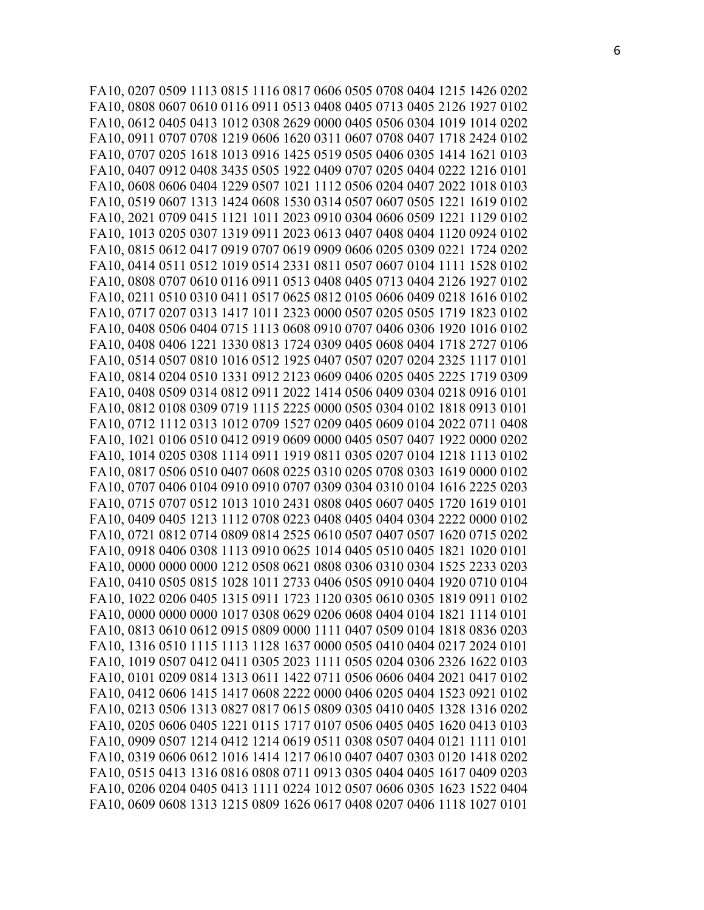FA10, 0207 0509 1113 0815 1116 0817 0606 0505 0708 0404 1215 1426 0202
FA10, 0808 0607 0610 0116 0911 0513 0408 0405 0713 0405 2126 1927 0102
FA10, 0612 0405 0413 1012 0308 2629 0000 0405 0506 0304 1019 1014 0202
FA10, 0911 0707 0708 1219 0606 1620 0311 0607 0708 0407 1718 2424 0102
FA10, 0707 0205 1618 1013 0916 1425 0519 0505 0406 0305 1414 1621 0103
FA10, 0407 0912 0408 3435 0505 1922 0409 0707 0205 0404 0222 1216 0101
FA10, 0608 0606 0404 1229 0507 1021 1112 0506 0204 0407 2022 1018 0103
FA10, 0519 0607 1313 1424 0608 1530 0314 0507 0607 0505 1221 1619 0102
FA10, 2021 0709 0415 1121 1011 2023 0910 0304 0606 0509 1221 1129 0102
FA10, 1013 0205 0307 1319 0911 2023 0613 0407 0408 0404 1120 0924 0102
FA10, 0815 0612 0417 0919 0707 0619 0909 0606 0205 0309 0221 1724 0202
FA10, 0414 0511 0512 1019 0514 2331 0811 0507 0607 0104 1111 1528 0102
FA10, 0808 0707 0610 0116 0911 0513 0408 0405 0713 0404 2126 1927 0102
FA10, 0211 0510 0310 0411 0517 0625 0812 0105 0606 0409 0218 1616 0102
FA10, 0717 0207 0313 1417 1011 2323 0000 0507 0205 0505 1719 1823 0102
FA10, 0408 0506 0404 0715 1113 0608 0910 0707 0406 0306 1920 1016 0102
FA10, 0408 0406 1221 1330 0813 1724 0309 0405 0608 0404 1718 2727 0106
FA10, 0514 0507 0810 1016 0512 1925 0407 0507 0207 0204 2325 1117 0101
FA10, 0814 0204 0510 1331 0912 2123 0609 0406 0205 0405 2225 1719 0309
FA10, 0408 0509 0314 0812 0911 2022 1414 0506 0409 0304 0218 0916 0101
FA10, 0812 0108 0309 0719 1115 2225 0000 0505 0304 0102 1818 0913 0101
FA10, 0712 1112 0313 1012 0709 1527 0209 0405 0609 0104 2022 0711 0408
FA10, 1021 0106 0510 0412 0919 0609 0000 0405 0507 0407 1922 0000 0202
FA10, 1014 0205 0308 1114 0911 1919 0811 0305 0207 0104 1218 1113 0102
FA10, 0817 0506 0510 0407 0608 0225 0310 0205 0708 0303 1619 0000 0102
FA10, 0707 0406 0104 0910 0910 0707 0309 0304 0310 0104 1616 2225 0203
FA10, 0715 0707 0512 1013 1010 2431 0808 0405 0607 0405 1720 1619 0101
FA10, 0409 0405 1213 1112 0708 0223 0408 0405 0404 0304 2222 0000 0102
FA10, 0721 0812 0714 0809 0814 2525 0610 0507 0407 0507 1620 0715 0202
FA10, 0918 0406 0308 1113 0910 0625 1014 0405 0510 0405 1821 1020 0101
FA10, 0000 0000 0000 1212 0508 0621 0808 0306 0310 0304 1525 2233 0203
FA10, 0410 0505 0815 1028 1011 2733 0406 0505 0910 0404 1920 0710 0104
FA10, 1022 0206 0405 1315 0911 1723 1120 0305 0610 0305 1819 0911 0102
FA10, 0000 0000 0000 1017 0308 0629 0206 0608 0404 0104 1821 1114 0101
FA10, 0813 0610 0612 0915 0809 0000 1111 0407 0509 0104 1818 0836 0203
FA10, 1316 0510 1115 1113 1128 1637 0000 0505 0410 0404 0217 2024 0101
FA10, 1019 0507 0412 0411 0305 2023 1111 0505 0204 0306 2326 1622 0103
FA10, 0101 0209 0814 1313 0611 1422 0711 0506 0606 0404 2021 0417 0102
FA10, 0412 0606 1415 1417 0608 2222 0000 0406 0205 0404 1523 0921 0102
FA10, 0213 0506 1313 0827 0817 0615 0809 0305 0410 0405 1328 1316 0202
FA10, 0205 0606 0405 1221 0115 1717 0107 0506 0405 0405 1620 0413 0103
FA10, 0909 0507 1214 0412 1214 0619 0511 0308 0507 0404 0121 1111 0101
FA10, 0319 0606 0612 1016 1414 1217 0610 0407 0407 0303 0120 1418 0202
FA10, 0515 0413 1316 0816 0808 0711 0913 0305 0404 0405 1617 0409 0203
FA10, 0206 0204 0405 0413 1111 0224 1012 0507 0606 0305 1623 1522 0404
FA10, 0609 0608 1313 1215 0809 1626 0617 0408 0207 0406 1118 1027 0101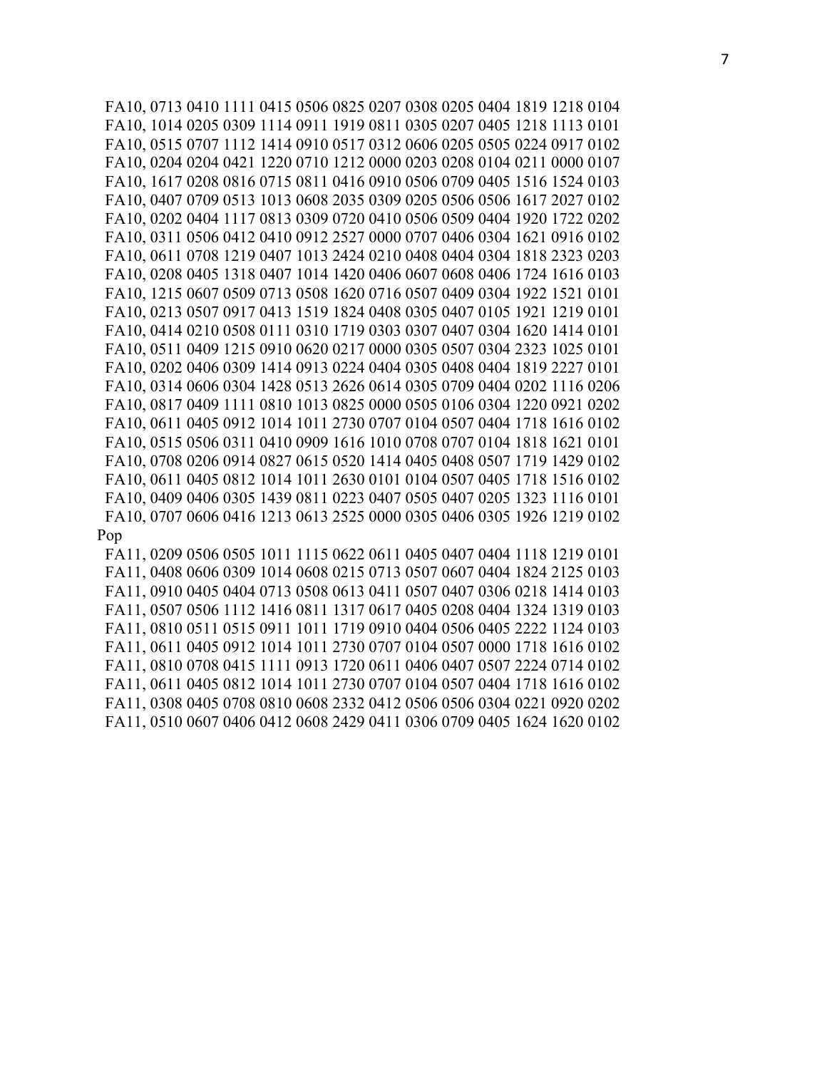FA10, 0713 0410 1111 0415 0506 0825 0207 0308 0205 0404 1819 1218 0104
FA10, 1014 0205 0309 1114 0911 1919 0811 0305 0207 0405 1218 1113 0101
FA10, 0515 0707 1112 1414 0910 0517 0312 0606 0205 0505 0224 0917 0102
FA10, 0204 0204 0421 1220 0710 1212 0000 0203 0208 0104 0211 0000 0107
FA10, 1617 0208 0816 0715 0811 0416 0910 0506 0709 0405 1516 1524 0103
FA10, 0407 0709 0513 1013 0608 2035 0309 0205 0506 0506 1617 2027 0102
FA10, 0202 0404 1117 0813 0309 0720 0410 0506 0509 0404 1920 1722 0202
FA10, 0311 0506 0412 0410 0912 2527 0000 0707 0406 0304 1621 0916 0102
FA10, 0611 0708 1219 0407 1013 2424 0210 0408 0404 0304 1818 2323 0203
FA10, 0208 0405 1318 0407 1014 1420 0406 0607 0608 0406 1724 1616 0103
FA10, 1215 0607 0509 0713 0508 1620 0716 0507 0409 0304 1922 1521 0101
FA10, 0213 0507 0917 0413 1519 1824 0408 0305 0407 0105 1921 1219 0101
FA10, 0414 0210 0508 0111 0310 1719 0303 0307 0407 0304 1620 1414 0101
FA10, 0511 0409 1215 0910 0620 0217 0000 0305 0507 0304 2323 1025 0101
FA10, 0202 0406 0309 1414 0913 0224 0404 0305 0408 0404 1819 2227 0101
FA10, 0314 0606 0304 1428 0513 2626 0614 0305 0709 0404 0202 1116 0206
FA10, 0817 0409 1111 0810 1013 0825 0000 0505 0106 0304 1220 0921 0202
FA10, 0611 0405 0912 1014 1011 2730 0707 0104 0507 0404 1718 1616 0102
FA10, 0515 0506 0311 0410 0909 1616 1010 0708 0707 0104 1818 1621 0101
FA10, 0708 0206 0914 0827 0615 0520 1414 0405 0408 0507 1719 1429 0102
FA10, 0611 0405 0812 1014 1011 2630 0101 0104 0507 0405 1718 1516 0102
FA10, 0409 0406 0305 1439 0811 0223 0407 0505 0407 0205 1323 1116 0101
FA10, 0707 0606 0416 1213 0613 2525 0000 0305 0406 0305 1926 1219 0102

Pop

FA11, 0209 0506 0505 1011 1115 0622 0611 0405 0407 0404 1118 1219 0101
FA11, 0408 0606 0309 1014 0608 0215 0713 0507 0607 0404 1824 2125 0103
FA11, 0910 0405 0404 0713 0508 0613 0411 0507 0407 0306 0218 1414 0103
FA11, 0507 0506 1112 1416 0811 1317 0617 0405 0208 0404 1324 1319 0103
FA11, 0810 0511 0515 0911 1011 1719 0910 0404 0506 0405 2222 1124 0103
FA11, 0611 0405 0912 1014 1011 2730 0707 0104 0507 0000 1718 1616 0102
FA11, 0810 0708 0415 1111 0913 1720 0611 0406 0407 0507 2224 0714 0102
FA11, 0611 0405 0812 1014 1011 2730 0707 0104 0507 0404 1718 1616 0102
FA11, 0308 0405 0708 0810 0608 2332 0412 0506 0506 0304 0221 0920 0202
FA11, 0510 0607 0406 0412 0608 2429 0411 0306 0709 0405 1624 1620 0102